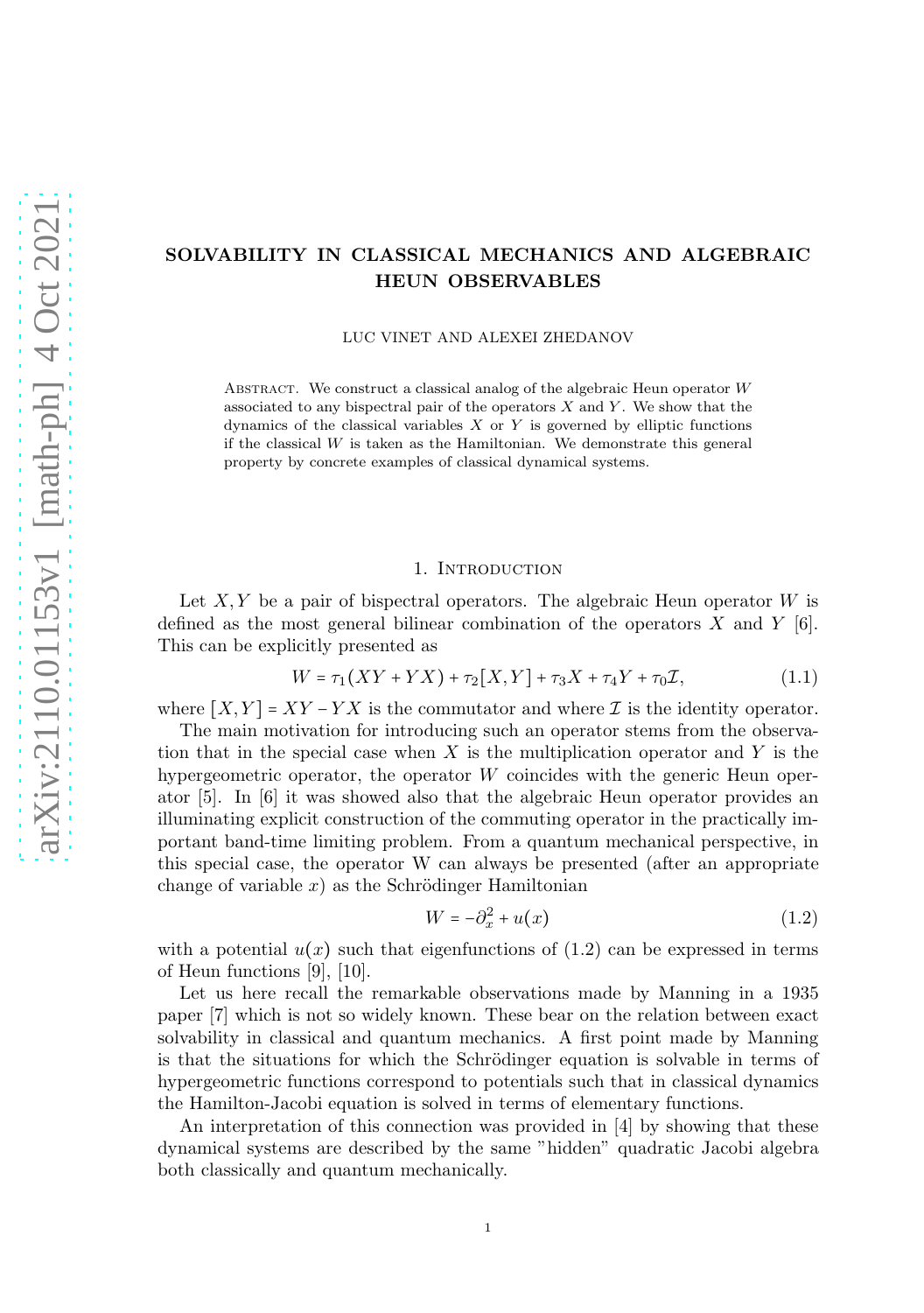# SOLVABILITY IN CLASSICAL MECHANICS AND ALGEBRAIC HEUN OBSERVABLES

LUC VINET AND ALEXEI ZHEDANOV

Abstract. We construct a classical analog of the algebraic Heun operator $W$ associated to any bispectral pair of the operators $X$ and $Y$. We show that the dynamics of the classical variables $X$ or $Y$ is governed by elliptic functions if the classical $W$ is taken as the Hamiltonian. We demonstrate this general property by concrete examples of classical dynamical systems.

## 1. Introduction

Let $X, Y$ be a pair of bispectral operators. The algebraic Heun operator $W$ is defined as the most general bilinear combination of the operators $X$ and $Y$ [6]. This can be explicitly presented as

$$W = \tau_1(XY + YX) + \tau_2[X, Y] + \tau_3 X + \tau_4 Y + \tau_0 \mathcal{I}, \tag{1.1}$$

where $[X, Y] = XY - YX$ is the commutator and where $\mathcal{I}$ is the identity operator.

The main motivation for introducing such an operator stems from the observation that in the special case when $X$ is the multiplication operator and $Y$ is the hypergeometric operator, the operator $W$ coincides with the generic Heun operator [5]. In [6] it was showed also that the algebraic Heun operator provides an illuminating explicit construction of the commuting operator in the practically important band-time limiting problem. From a quantum mechanical perspective, in this special case, the operator W can always be presented (after an appropriate change of variable $x$) as the Schrödinger Hamiltonian

$$W = -\partial_x^2 + u(x) \tag{1.2}$$

with a potential $u(x)$ such that eigenfunctions of (1.2) can be expressed in terms of Heun functions [9], [10].

Let us here recall the remarkable observations made by Manning in a 1935 paper [7] which is not so widely known. These bear on the relation between exact solvability in classical and quantum mechanics. A first point made by Manning is that the situations for which the Schrödinger equation is solvable in terms of hypergeometric functions correspond to potentials such that in classical dynamics the Hamilton-Jacobi equation is solved in terms of elementary functions.

An interpretation of this connection was provided in [4] by showing that these dynamical systems are described by the same "hidden" quadratic Jacobi algebra both classically and quantum mechanically.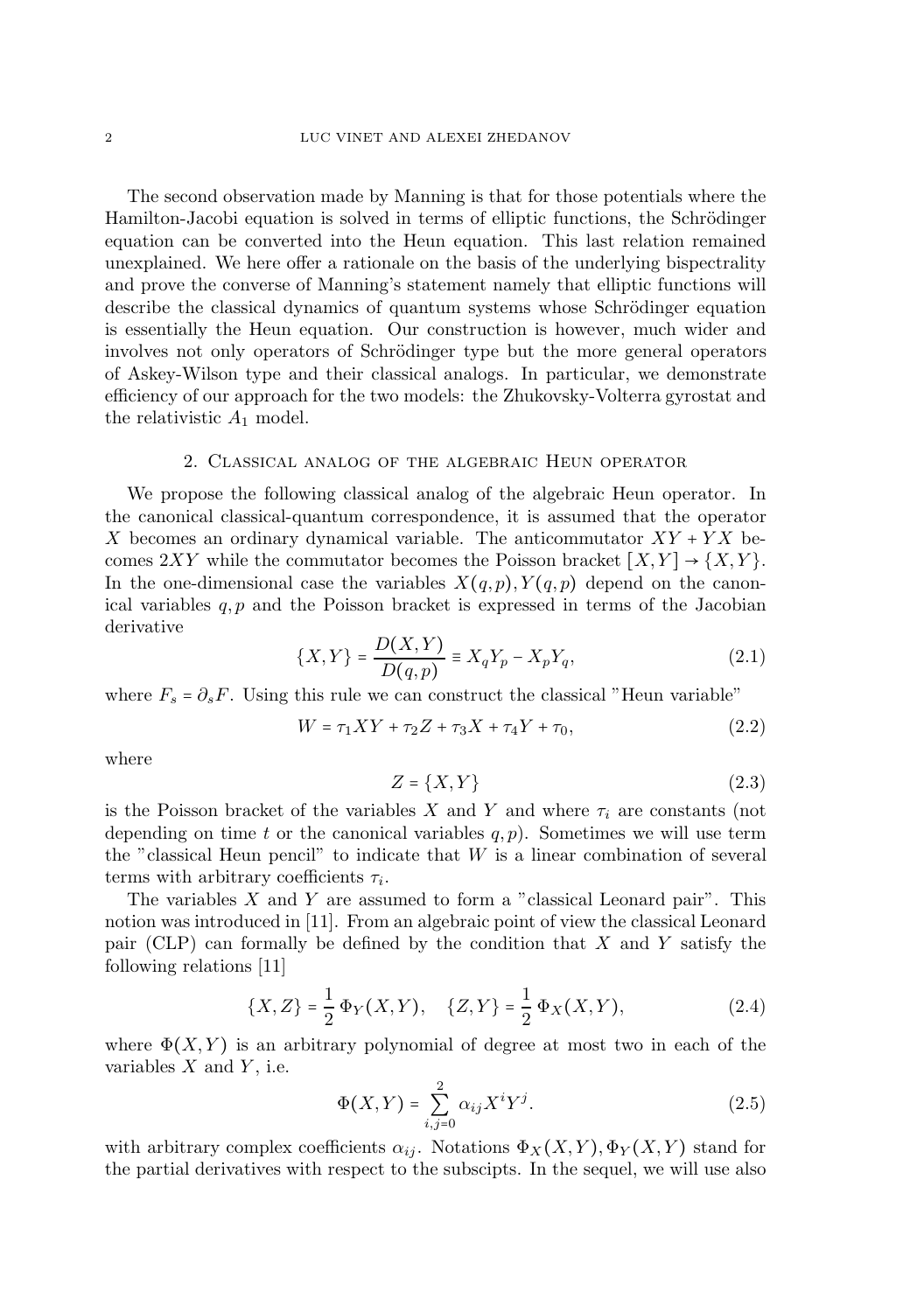The second observation made by Manning is that for those potentials where the Hamilton-Jacobi equation is solved in terms of elliptic functions, the Schrödinger equation can be converted into the Heun equation. This last relation remained unexplained. We here offer a rationale on the basis of the underlying bispectrality and prove the converse of Manning's statement namely that elliptic functions will describe the classical dynamics of quantum systems whose Schrödinger equation is essentially the Heun equation. Our construction is however, much wider and involves not only operators of Schrödinger type but the more general operators of Askey-Wilson type and their classical analogs. In particular, we demonstrate efficiency of our approach for the two models: the Zhukovsky-Volterra gyrostat and the relativistic $A_1$ model.

## 2. Classical analog of the algebraic Heun operator

We propose the following classical analog of the algebraic Heun operator. In the canonical classical-quantum correspondence, it is assumed that the operator $X$ becomes an ordinary dynamical variable. The anticommutator $XY + YX$ becomes $2XY$ while the commutator becomes the Poisson bracket $[X,Y] \to \{X,Y\}$. In the one-dimensional case the variables $X(q,p), Y(q,p)$ depend on the canonical variables $q,p$ and the Poisson bracket is expressed in terms of the Jacobian derivative

$$\{X,Y\} = \frac{D(X,Y)}{D(q,p)} \equiv X_q Y_p - X_p Y_q, \tag{2.1}$$

where $F_s = \partial_s F$. Using this rule we can construct the classical "Heun variable"

$$W = \tau_1 XY + \tau_2 Z + \tau_3 X + \tau_4 Y + \tau_0, \tag{2.2}$$

where

$$Z = \{X,Y\} \tag{2.3}$$

is the Poisson bracket of the variables $X$ and $Y$ and where $\tau_i$ are constants (not depending on time $t$ or the canonical variables $q,p$). Sometimes we will use term the "classical Heun pencil" to indicate that $W$ is a linear combination of several terms with arbitrary coefficients $\tau_i$.

The variables $X$ and $Y$ are assumed to form a "classical Leonard pair". This notion was introduced in [11]. From an algebraic point of view the classical Leonard pair (CLP) can formally be defined by the condition that $X$ and $Y$ satisfy the following relations [11]

$$\{X,Z\} = \frac{1}{2}\,\Phi_Y(X,Y), \quad \{Z,Y\} = \frac{1}{2}\,\Phi_X(X,Y), \tag{2.4}$$

where $\Phi(X,Y)$ is an arbitrary polynomial of degree at most two in each of the variables $X$ and $Y$, i.e.

$$\Phi(X,Y) = \sum_{i,j=0}^{2} \alpha_{ij} X^i Y^j. \tag{2.5}$$

with arbitrary complex coefficients $\alpha_{ij}$. Notations $\Phi_X(X,Y), \Phi_Y(X,Y)$ stand for the partial derivatives with respect to the subscipts. In the sequel, we will use also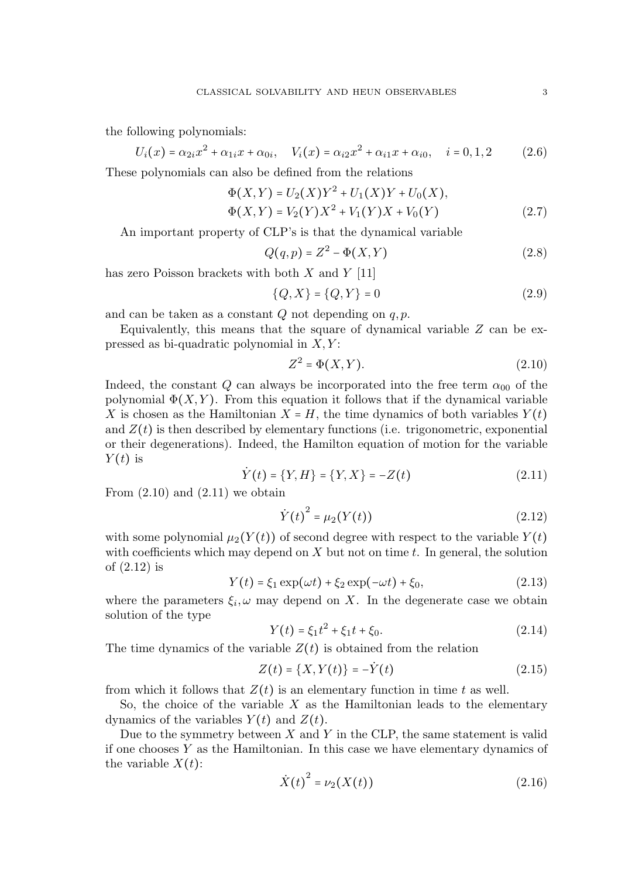the following polynomials:

$$U_i(x) = \alpha_{2i}x^2 + \alpha_{1i}x + \alpha_{0i}, \quad V_i(x) = \alpha_{i2}x^2 + \alpha_{i1}x + \alpha_{i0}, \quad i = 0, 1, 2 \tag{2.6}$$

These polynomials can also be defined from the relations

$$\Phi(X,Y) = U_2(X)Y^2 + U_1(X)Y + U_0(X),$$
$$\Phi(X,Y) = V_2(Y)X^2 + V_1(Y)X + V_0(Y) \tag{2.7}$$

An important property of CLP's is that the dynamical variable

$$Q(q,p) = Z^2 - \Phi(X,Y) \tag{2.8}$$

has zero Poisson brackets with both $X$ and $Y$ [11]

$$\{Q, X\} = \{Q, Y\} = 0 \tag{2.9}$$

and can be taken as a constant $Q$ not depending on $q, p$.

Equivalently, this means that the square of dynamical variable $Z$ can be expressed as bi-quadratic polynomial in $X, Y$:

$$Z^2 = \Phi(X,Y). \tag{2.10}$$

Indeed, the constant $Q$ can always be incorporated into the free term $\alpha_{00}$ of the polynomial $\Phi(X,Y)$. From this equation it follows that if the dynamical variable $X$ is chosen as the Hamiltonian $X = H$, the time dynamics of both variables $Y(t)$ and $Z(t)$ is then described by elementary functions (i.e. trigonometric, exponential or their degenerations). Indeed, the Hamilton equation of motion for the variable $Y(t)$ is

$$\dot{Y}(t) = \{Y, H\} = \{Y, X\} = -Z(t) \tag{2.11}$$

From (2.10) and (2.11) we obtain

$$\dot{Y}(t)^2 = \mu_2(Y(t)) \tag{2.12}$$

with some polynomial $\mu_2(Y(t))$ of second degree with respect to the variable $Y(t)$ with coefficients which may depend on $X$ but not on time $t$. In general, the solution of (2.12) is

$$Y(t) = \xi_1 \exp(\omega t) + \xi_2 \exp(-\omega t) + \xi_0, \tag{2.13}$$

where the parameters $\xi_i, \omega$ may depend on $X$. In the degenerate case we obtain solution of the type

$$Y(t) = \xi_1 t^2 + \xi_1 t + \xi_0. \tag{2.14}$$

The time dynamics of the variable $Z(t)$ is obtained from the relation

$$Z(t) = \{X, Y(t)\} = -\dot{Y}(t) \tag{2.15}$$

from which it follows that $Z(t)$ is an elementary function in time $t$ as well.

So, the choice of the variable $X$ as the Hamiltonian leads to the elementary dynamics of the variables $Y(t)$ and $Z(t)$.

Due to the symmetry between $X$ and $Y$ in the CLP, the same statement is valid if one chooses $Y$ as the Hamiltonian. In this case we have elementary dynamics of the variable $X(t)$:

$$\dot{X}(t)^2 = \nu_2(X(t)) \tag{2.16}$$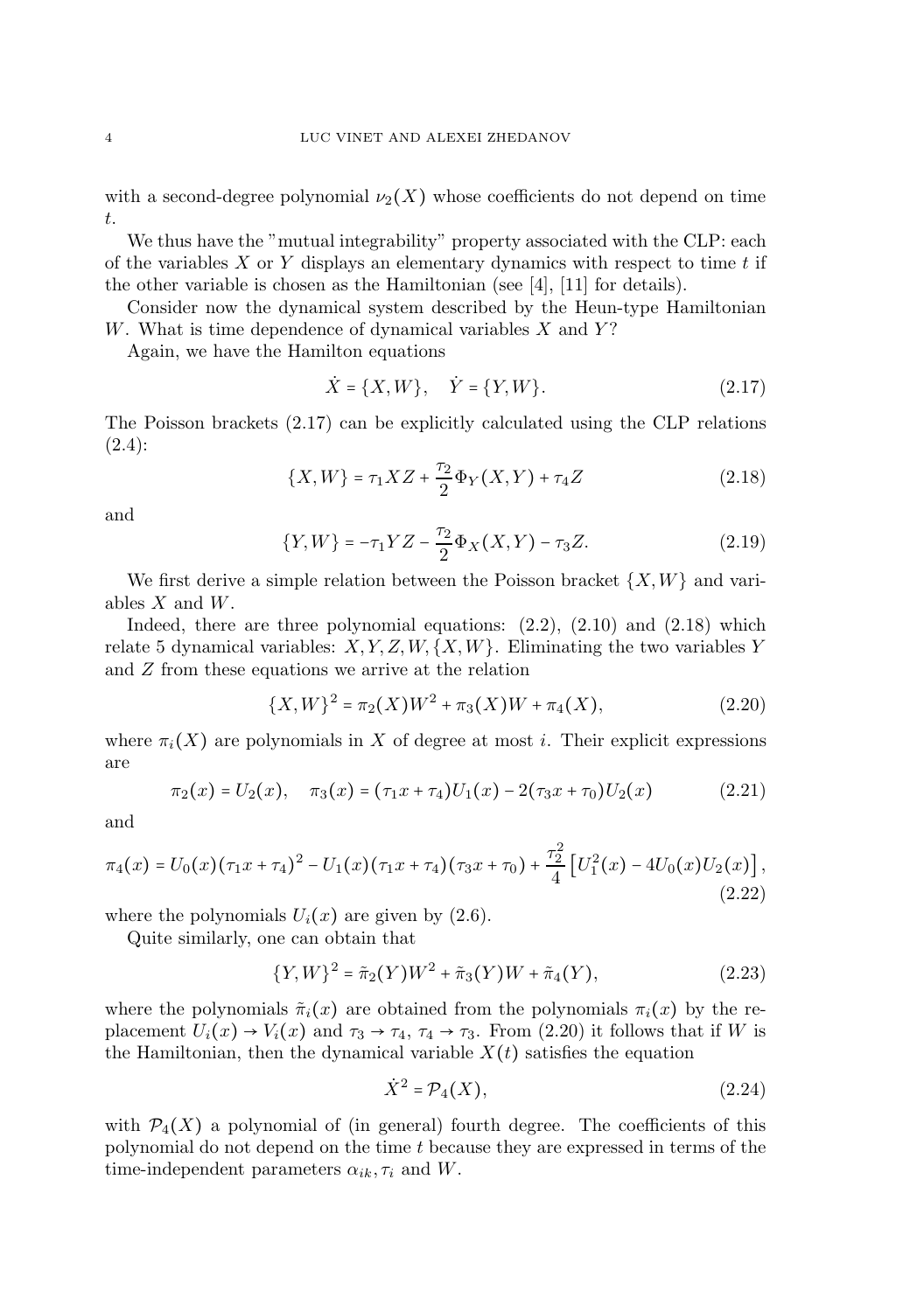with a second-degree polynomial $\nu_2(X)$ whose coefficients do not depend on time $t$.

We thus have the "mutual integrability" property associated with the CLP: each of the variables $X$ or $Y$ displays an elementary dynamics with respect to time $t$ if the other variable is chosen as the Hamiltonian (see [4], [11] for details).

Consider now the dynamical system described by the Heun-type Hamiltonian $W$. What is time dependence of dynamical variables $X$ and $Y$?

Again, we have the Hamilton equations

$$\dot{X} = \{X, W\}, \quad \dot{Y} = \{Y, W\}. \tag{2.17}$$

The Poisson brackets (2.17) can be explicitly calculated using the CLP relations (2.4):

$$\{X, W\} = \tau_1 XZ + \frac{\tau_2}{2}\Phi_Y(X, Y) + \tau_4 Z \tag{2.18}$$

and

$$\{Y, W\} = -\tau_1 YZ - \frac{\tau_2}{2}\Phi_X(X, Y) - \tau_3 Z. \tag{2.19}$$

We first derive a simple relation between the Poisson bracket $\{X, W\}$ and variables $X$ and $W$.

Indeed, there are three polynomial equations: (2.2), (2.10) and (2.18) which relate 5 dynamical variables: $X, Y, Z, W, \{X, W\}$. Eliminating the two variables $Y$ and $Z$ from these equations we arrive at the relation

$$\{X, W\}^2 = \pi_2(X)W^2 + \pi_3(X)W + \pi_4(X), \tag{2.20}$$

where $\pi_i(X)$ are polynomials in $X$ of degree at most $i$. Their explicit expressions are

$$\pi_2(x) = U_2(x), \quad \pi_3(x) = (\tau_1 x + \tau_4)U_1(x) - 2(\tau_3 x + \tau_0)U_2(x) \tag{2.21}$$

and

$$\pi_4(x) = U_0(x)(\tau_1 x + \tau_4)^2 - U_1(x)(\tau_1 x + \tau_4)(\tau_3 x + \tau_0) + \frac{\tau_2^2}{4}\left[U_1^2(x) - 4U_0(x)U_2(x)\right], \tag{2.22}$$

where the polynomials $U_i(x)$ are given by (2.6).

Quite similarly, one can obtain that

$$\{Y, W\}^2 = \tilde{\pi}_2(Y)W^2 + \tilde{\pi}_3(Y)W + \tilde{\pi}_4(Y), \tag{2.23}$$

where the polynomials $\tilde{\pi}_i(x)$ are obtained from the polynomials $\pi_i(x)$ by the replacement $U_i(x) \to V_i(x)$ and $\tau_3 \to \tau_4$, $\tau_4 \to \tau_3$. From (2.20) it follows that if $W$ is the Hamiltonian, then the dynamical variable $X(t)$ satisfies the equation

$$\dot{X}^2 = \mathcal{P}_4(X), \tag{2.24}$$

with $\mathcal{P}_4(X)$ a polynomial of (in general) fourth degree. The coefficients of this polynomial do not depend on the time $t$ because they are expressed in terms of the time-independent parameters $\alpha_{ik}, \tau_i$ and $W$.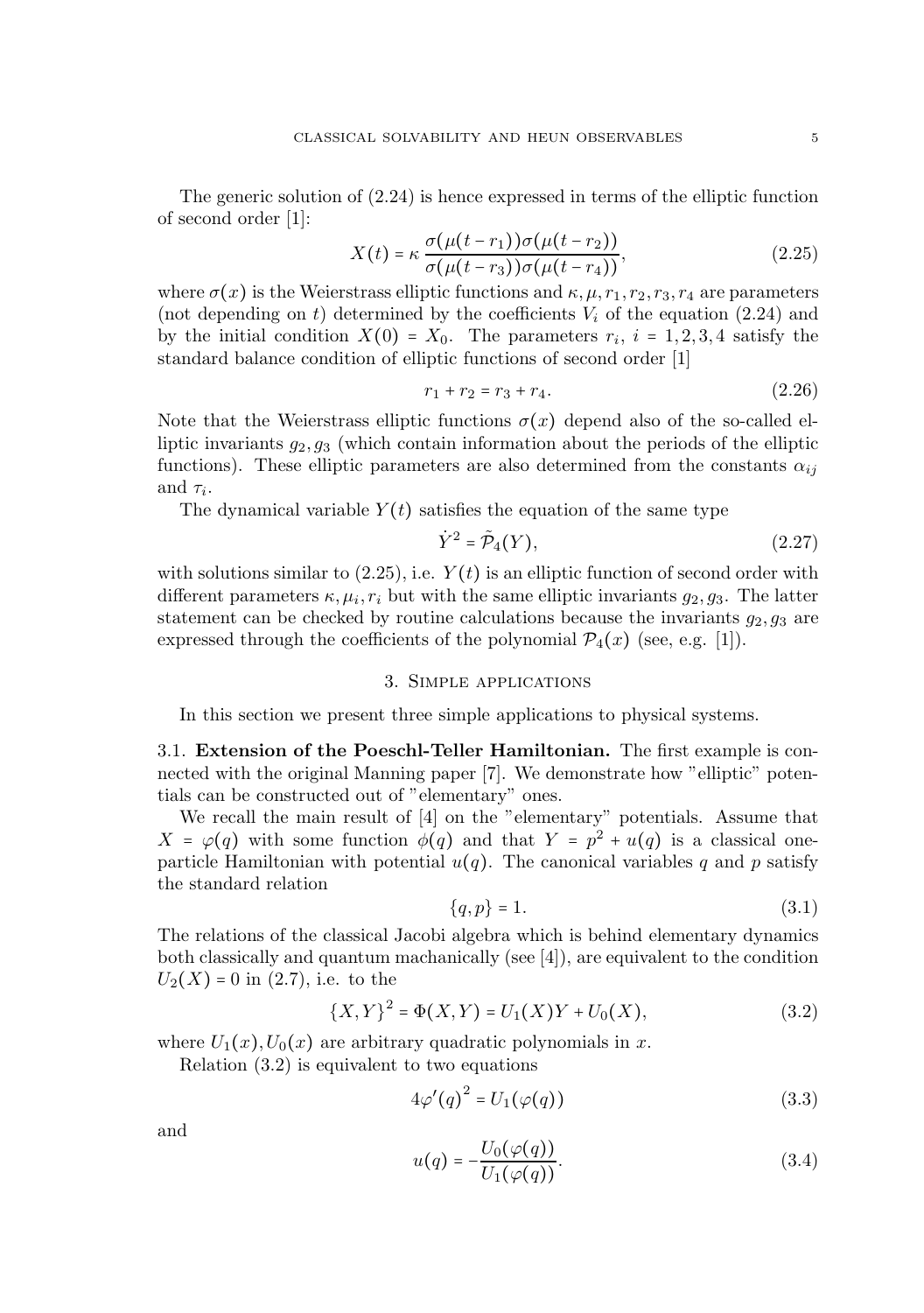The generic solution of (2.24) is hence expressed in terms of the elliptic function of second order [1]:

$$X(t) = \kappa \, \frac{\sigma(\mu(t - r_1))\sigma(\mu(t - r_2))}{\sigma(\mu(t - r_3))\sigma(\mu(t - r_4))}, \tag{2.25}$$

where $\sigma(x)$ is the Weierstrass elliptic functions and $\kappa, \mu, r_1, r_2, r_3, r_4$ are parameters (not depending on $t$) determined by the coefficients $V_i$ of the equation (2.24) and by the initial condition $X(0) = X_0$. The parameters $r_i$, $i = 1, 2, 3, 4$ satisfy the standard balance condition of elliptic functions of second order [1]

$$r_1 + r_2 = r_3 + r_4. \tag{2.26}$$

Note that the Weierstrass elliptic functions $\sigma(x)$ depend also of the so-called elliptic invariants $g_2, g_3$ (which contain information about the periods of the elliptic functions). These elliptic parameters are also determined from the constants $\alpha_{ij}$ and $\tau_i$.

The dynamical variable $Y(t)$ satisfies the equation of the same type

$$\dot{Y}^2 = \tilde{\mathcal{P}}_4(Y), \tag{2.27}$$

with solutions similar to (2.25), i.e. $Y(t)$ is an elliptic function of second order with different parameters $\kappa, \mu_i, r_i$ but with the same elliptic invariants $g_2, g_3$. The latter statement can be checked by routine calculations because the invariants $g_2, g_3$ are expressed through the coefficients of the polynomial $\mathcal{P}_4(x)$ (see, e.g. [1]).

## 3. Simple applications

In this section we present three simple applications to physical systems.

### 3.1. Extension of the Poeschl-Teller Hamiltonian.

The first example is connected with the original Manning paper [7]. We demonstrate how "elliptic" potentials can be constructed out of "elementary" ones.

We recall the main result of [4] on the "elementary" potentials. Assume that $X = \varphi(q)$ with some function $\phi(q)$ and that $Y = p^2 + u(q)$ is a classical one-particle Hamiltonian with potential $u(q)$. The canonical variables $q$ and $p$ satisfy the standard relation

$$\{q, p\} = 1. \tag{3.1}$$

The relations of the classical Jacobi algebra which is behind elementary dynamics both classically and quantum machanically (see [4]), are equivalent to the condition $U_2(X) = 0$ in (2.7), i.e. to the

$$\{X, Y\}^2 = \Phi(X, Y) = U_1(X)Y + U_0(X), \tag{3.2}$$

where $U_1(x), U_0(x)$ are arbitrary quadratic polynomials in $x$.

Relation (3.2) is equivalent to two equations

$$4\varphi'(q)^2 = U_1(\varphi(q)) \tag{3.3}$$

and

$$u(q) = -\frac{U_0(\varphi(q))}{U_1(\varphi(q))}. \tag{3.4}$$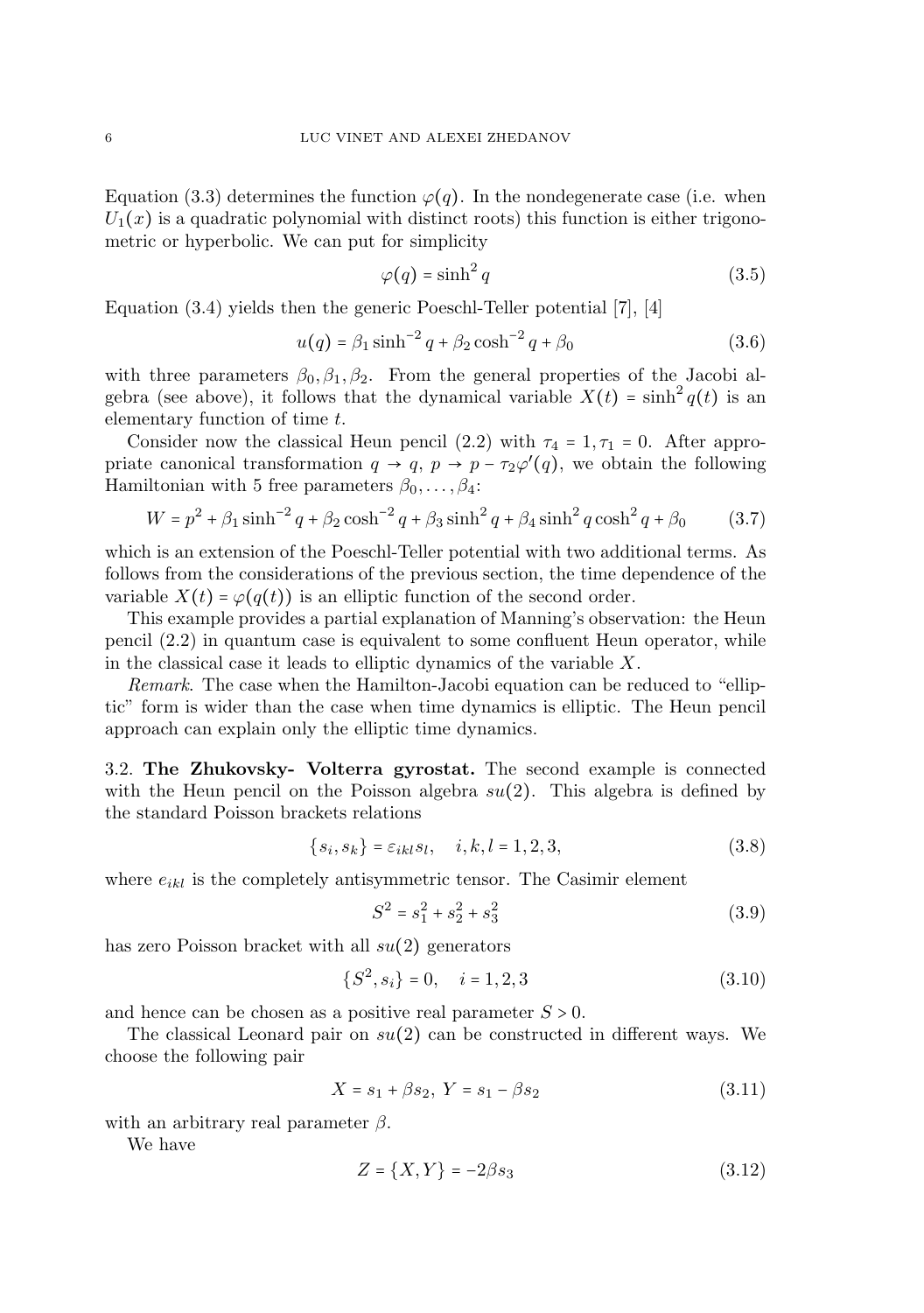Equation (3.3) determines the function $\varphi(q)$. In the nondegenerate case (i.e. when $U_1(x)$ is a quadratic polynomial with distinct roots) this function is either trigonometric or hyperbolic. We can put for simplicity

$$\varphi(q) = \sinh^2 q \tag{3.5}$$

Equation (3.4) yields then the generic Poeschl-Teller potential [7], [4]

$$u(q) = \beta_1 \sinh^{-2} q + \beta_2 \cosh^{-2} q + \beta_0 \tag{3.6}$$

with three parameters $\beta_0, \beta_1, \beta_2$. From the general properties of the Jacobi algebra (see above), it follows that the dynamical variable $X(t) = \sinh^2 q(t)$ is an elementary function of time $t$.

Consider now the classical Heun pencil (2.2) with $\tau_4 = 1, \tau_1 = 0$. After appropriate canonical transformation $q \to q$, $p \to p - \tau_2 \varphi'(q)$, we obtain the following Hamiltonian with 5 free parameters $\beta_0, \dots, \beta_4$:

$$W = p^2 + \beta_1 \sinh^{-2} q + \beta_2 \cosh^{-2} q + \beta_3 \sinh^2 q + \beta_4 \sinh^2 q \cosh^2 q + \beta_0 \tag{3.7}$$

which is an extension of the Poeschl-Teller potential with two additional terms. As follows from the considerations of the previous section, the time dependence of the variable $X(t) = \varphi(q(t))$ is an elliptic function of the second order.

This example provides a partial explanation of Manning's observation: the Heun pencil (2.2) in quantum case is equivalent to some confluent Heun operator, while in the classical case it leads to elliptic dynamics of the variable $X$.

*Remark.* The case when the Hamilton-Jacobi equation can be reduced to "elliptic" form is wider than the case when time dynamics is elliptic. The Heun pencil approach can explain only the elliptic time dynamics.

### 3.2. **The Zhukovsky- Volterra gyrostat.**

The second example is connected with the Heun pencil on the Poisson algebra $su(2)$. This algebra is defined by the standard Poisson brackets relations

$$\{s_i, s_k\} = \varepsilon_{ikl} s_l, \quad i, k, l = 1, 2, 3, \tag{3.8}$$

where $e_{ikl}$ is the completely antisymmetric tensor. The Casimir element

$$S^2 = s_1^2 + s_2^2 + s_3^2 \tag{3.9}$$

has zero Poisson bracket with all $su(2)$ generators

$$\{S^2, s_i\} = 0, \quad i = 1, 2, 3 \tag{3.10}$$

and hence can be chosen as a positive real parameter $S > 0$.

The classical Leonard pair on $su(2)$ can be constructed in different ways. We choose the following pair

$$X = s_1 + \beta s_2, \; Y = s_1 - \beta s_2 \tag{3.11}$$

with an arbitrary real parameter $\beta$.

We have

$$Z = \{X, Y\} = -2\beta s_3 \tag{3.12}$$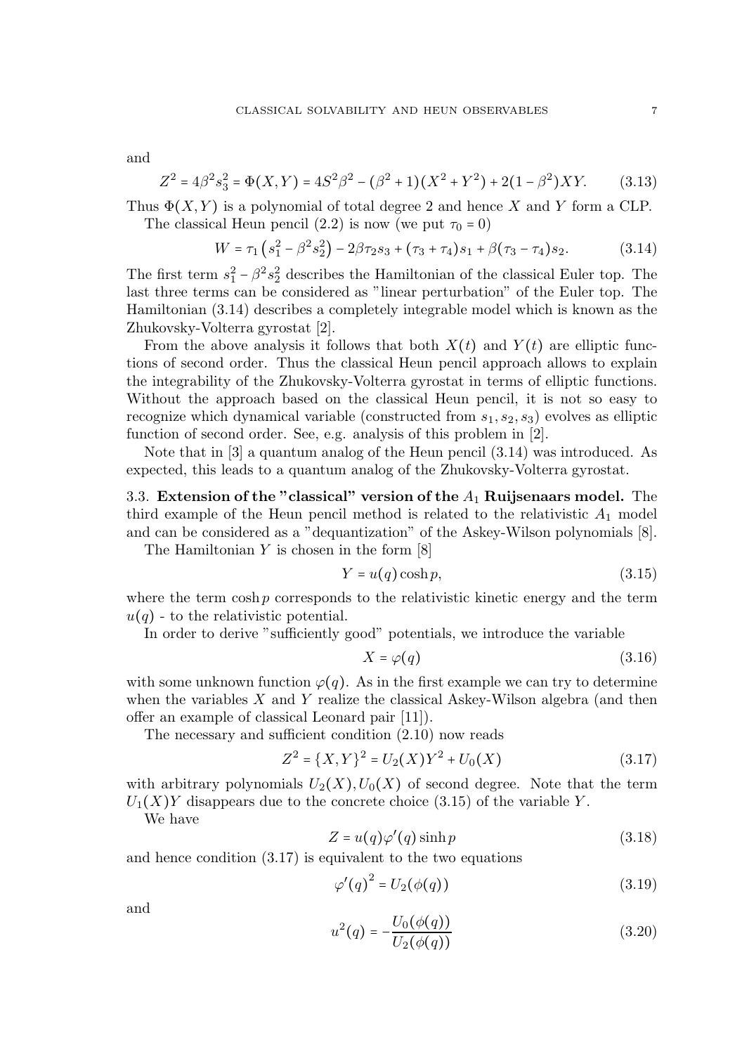and

$$Z^2 = 4\beta^2 s_3^2 = \Phi(X,Y) = 4S^2\beta^2 - (\beta^2+1)(X^2+Y^2) + 2(1-\beta^2)XY. \tag{3.13}$$

Thus $\Phi(X,Y)$ is a polynomial of total degree 2 and hence $X$ and $Y$ form a CLP.

The classical Heun pencil (2.2) is now (we put $\tau_0 = 0$)

$$W = \tau_1\left(s_1^2 - \beta^2 s_2^2\right) - 2\beta\tau_2 s_3 + (\tau_3+\tau_4)s_1 + \beta(\tau_3-\tau_4)s_2. \tag{3.14}$$

The first term $s_1^2 - \beta^2 s_2^2$ describes the Hamiltonian of the classical Euler top. The last three terms can be considered as "linear perturbation" of the Euler top. The Hamiltonian (3.14) describes a completely integrable model which is known as the Zhukovsky-Volterra gyrostat [2].

From the above analysis it follows that both $X(t)$ and $Y(t)$ are elliptic functions of second order. Thus the classical Heun pencil approach allows to explain the integrability of the Zhukovsky-Volterra gyrostat in terms of elliptic functions. Without the approach based on the classical Heun pencil, it is not so easy to recognize which dynamical variable (constructed from $s_1, s_2, s_3$) evolves as elliptic function of second order. See, e.g. analysis of this problem in [2].

Note that in [3] a quantum analog of the Heun pencil (3.14) was introduced. As expected, this leads to a quantum analog of the Zhukovsky-Volterra gyrostat.

### 3.3. Extension of the "classical" version of the $A_1$ Ruijsenaars model.

The third example of the Heun pencil method is related to the relativistic $A_1$ model and can be considered as a "dequantization" of the Askey-Wilson polynomials [8].

The Hamiltonian $Y$ is chosen in the form [8]

$$Y = u(q)\cosh p, \tag{3.15}$$

where the term $\cosh p$ corresponds to the relativistic kinetic energy and the term $u(q)$ - to the relativistic potential.

In order to derive "sufficiently good" potentials, we introduce the variable

$$X = \varphi(q) \tag{3.16}$$

with some unknown function $\varphi(q)$. As in the first example we can try to determine when the variables $X$ and $Y$ realize the classical Askey-Wilson algebra (and then offer an example of classical Leonard pair [11]).

The necessary and sufficient condition (2.10) now reads

$$Z^2 = \{X,Y\}^2 = U_2(X)Y^2 + U_0(X) \tag{3.17}$$

with arbitrary polynomials $U_2(X), U_0(X)$ of second degree. Note that the term $U_1(X)Y$ disappears due to the concrete choice (3.15) of the variable $Y$.

We have

$$Z = u(q)\varphi'(q)\sinh p \tag{3.18}$$

and hence condition (3.17) is equivalent to the two equations

$$\varphi'(q)^2 = U_2(\phi(q)) \tag{3.19}$$

and

$$u^2(q) = -\frac{U_0(\phi(q))}{U_2(\phi(q))} \tag{3.20}$$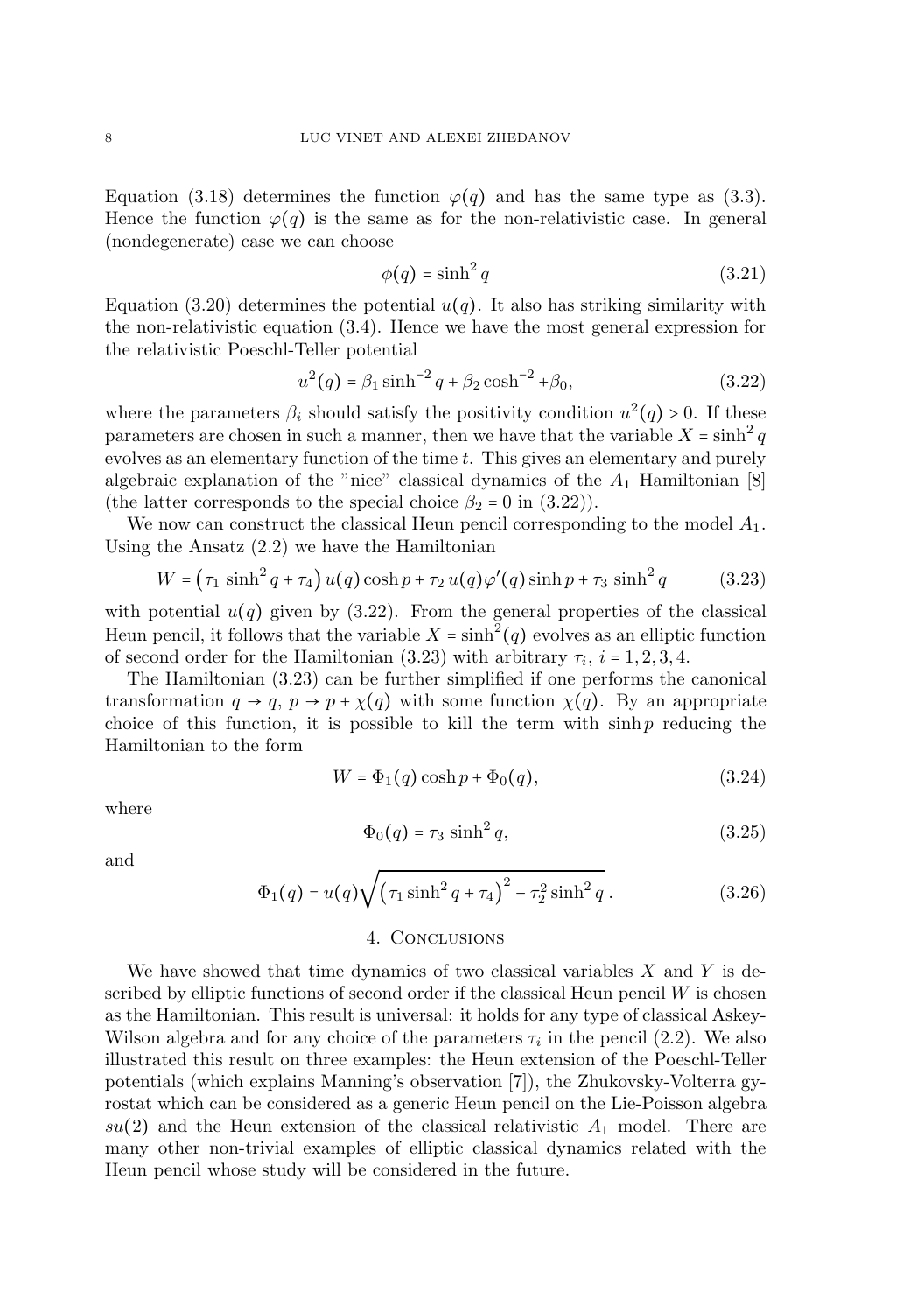Equation (3.18) determines the function $\varphi(q)$ and has the same type as (3.3). Hence the function $\varphi(q)$ is the same as for the non-relativistic case. In general (nondegenerate) case we can choose

$$\phi(q) = \sinh^2 q \tag{3.21}$$

Equation (3.20) determines the potential $u(q)$. It also has striking similarity with the non-relativistic equation (3.4). Hence we have the most general expression for the relativistic Poeschl-Teller potential

$$u^2(q) = \beta_1 \sinh^{-2} q + \beta_2 \cosh^{-2} + \beta_0, \tag{3.22}$$

where the parameters $\beta_i$ should satisfy the positivity condition $u^2(q) > 0$. If these parameters are chosen in such a manner, then we have that the variable $X = \sinh^2 q$ evolves as an elementary function of the time $t$. This gives an elementary and purely algebraic explanation of the "nice" classical dynamics of the $A_1$ Hamiltonian [8] (the latter corresponds to the special choice $\beta_2 = 0$ in (3.22)).

We now can construct the classical Heun pencil corresponding to the model $A_1$. Using the Ansatz (2.2) we have the Hamiltonian

$$W = \left(\tau_1 \sinh^2 q + \tau_4\right) u(q) \cosh p + \tau_2\, u(q) \varphi'(q) \sinh p + \tau_3 \sinh^2 q \tag{3.23}$$

with potential $u(q)$ given by (3.22). From the general properties of the classical Heun pencil, it follows that the variable $X = \sinh^2(q)$ evolves as an elliptic function of second order for the Hamiltonian (3.23) with arbitrary $\tau_i$, $i = 1, 2, 3, 4$.

The Hamiltonian (3.23) can be further simplified if one performs the canonical transformation $q \to q$, $p \to p + \chi(q)$ with some function $\chi(q)$. By an appropriate choice of this function, it is possible to kill the term with $\sinh p$ reducing the Hamiltonian to the form

$$W = \Phi_1(q) \cosh p + \Phi_0(q), \tag{3.24}$$

where

$$\Phi_0(q) = \tau_3 \sinh^2 q, \tag{3.25}$$

and

$$\Phi_1(q) = u(q) \sqrt{\left(\tau_1 \sinh^2 q + \tau_4\right)^2 - \tau_2^2 \sinh^2 q}\,. \tag{3.26}$$

## 4. Conclusions

We have showed that time dynamics of two classical variables $X$ and $Y$ is described by elliptic functions of second order if the classical Heun pencil $W$ is chosen as the Hamiltonian. This result is universal: it holds for any type of classical Askey-Wilson algebra and for any choice of the parameters $\tau_i$ in the pencil (2.2). We also illustrated this result on three examples: the Heun extension of the Poeschl-Teller potentials (which explains Manning's observation [7]), the Zhukovsky-Volterra gyrostat which can be considered as a generic Heun pencil on the Lie-Poisson algebra $su(2)$ and the Heun extension of the classical relativistic $A_1$ model. There are many other non-trivial examples of elliptic classical dynamics related with the Heun pencil whose study will be considered in the future.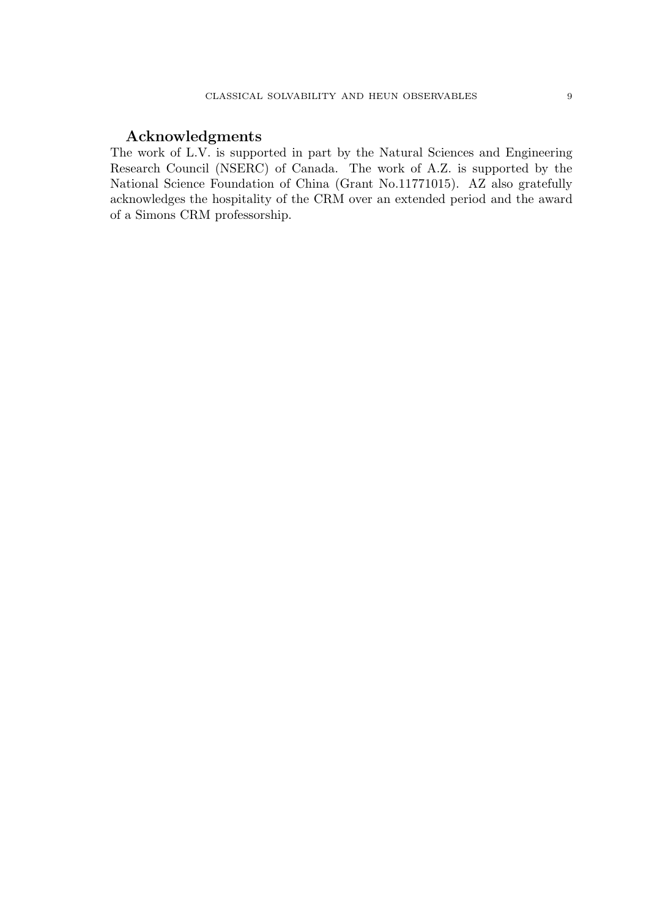## Acknowledgments

The work of L.V. is supported in part by the Natural Sciences and Engineering Research Council (NSERC) of Canada. The work of A.Z. is supported by the National Science Foundation of China (Grant No.11771015). AZ also gratefully acknowledges the hospitality of the CRM over an extended period and the award of a Simons CRM professorship.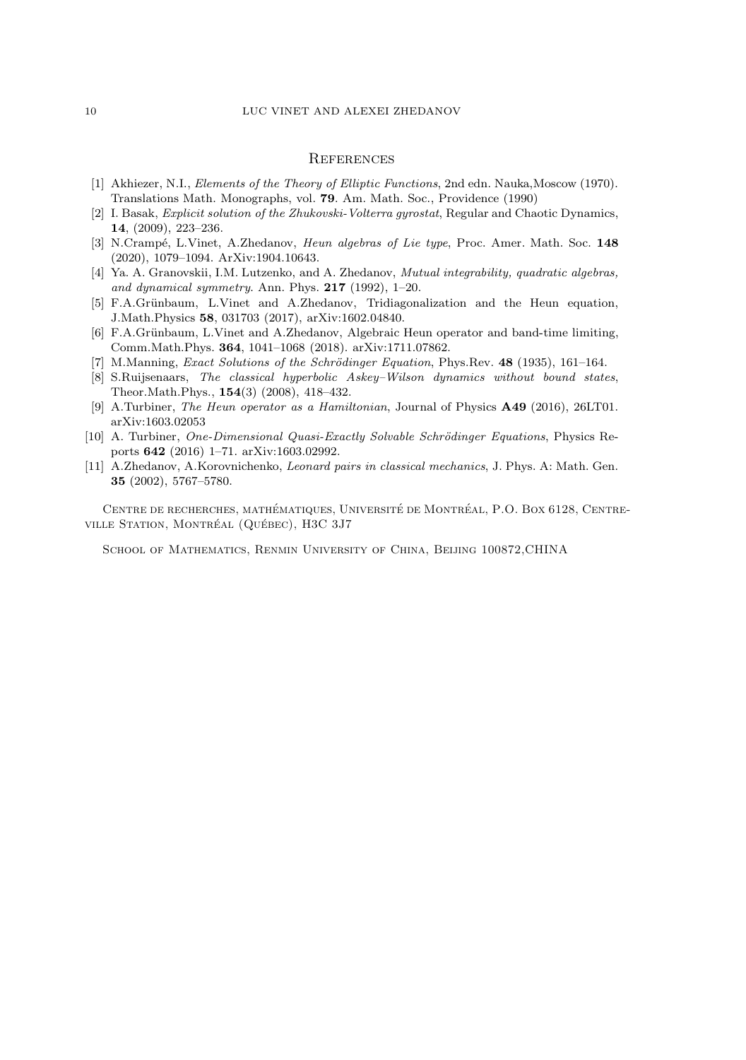## References

[1] Akhiezer, N.I., *Elements of the Theory of Elliptic Functions*, 2nd edn. Nauka,Moscow (1970). Translations Math. Monographs, vol. **79**. Am. Math. Soc., Providence (1990)

[2] I. Basak, *Explicit solution of the Zhukovski-Volterra gyrostat*, Regular and Chaotic Dynamics, **14**, (2009), 223–236.

[3] N.Crampé, L.Vinet, A.Zhedanov, *Heun algebras of Lie type*, Proc. Amer. Math. Soc. **148** (2020), 1079–1094. ArXiv:1904.10643.

[4] Ya. A. Granovskii, I.M. Lutzenko, and A. Zhedanov, *Mutual integrability, quadratic algebras, and dynamical symmetry*. Ann. Phys. **217** (1992), 1–20.

[5] F.A.Grünbaum, L.Vinet and A.Zhedanov, Tridiagonalization and the Heun equation, J.Math.Physics **58**, 031703 (2017), arXiv:1602.04840.

[6] F.A.Grünbaum, L.Vinet and A.Zhedanov, Algebraic Heun operator and band-time limiting, Comm.Math.Phys. **364**, 1041–1068 (2018). arXiv:1711.07862.

[7] M.Manning, *Exact Solutions of the Schrödinger Equation*, Phys.Rev. **48** (1935), 161–164.

[8] S.Ruijsenaars, *The classical hyperbolic Askey–Wilson dynamics without bound states*, Theor.Math.Phys., **154**(3) (2008), 418–432.

[9] A.Turbiner, *The Heun operator as a Hamiltonian*, Journal of Physics **A49** (2016), 26LT01. arXiv:1603.02053

[10] A. Turbiner, *One-Dimensional Quasi-Exactly Solvable Schrödinger Equations*, Physics Reports **642** (2016) 1–71. arXiv:1603.02992.

[11] A.Zhedanov, A.Korovnichenko, *Leonard pairs in classical mechanics*, J. Phys. A: Math. Gen. **35** (2002), 5767–5780.

Centre de recherches, mathématiques, Université de Montréal, P.O. Box 6128, Centre-ville Station, Montréal (Québec), H3C 3J7

School of Mathematics, Renmin University of China, Beijing 100872,CHINA